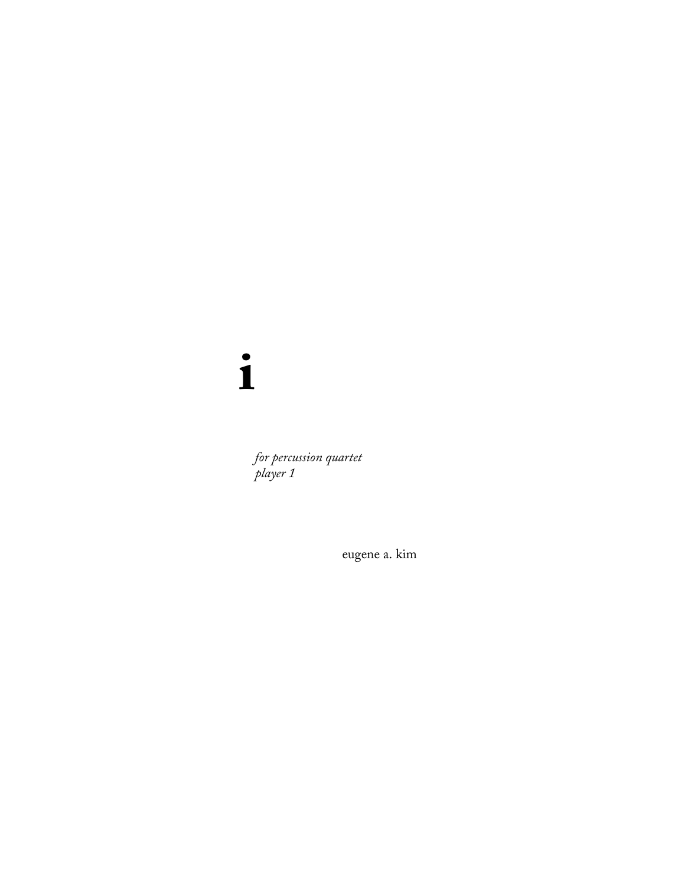# i

*for percussion quartet*
*player 1*

eugene a. kim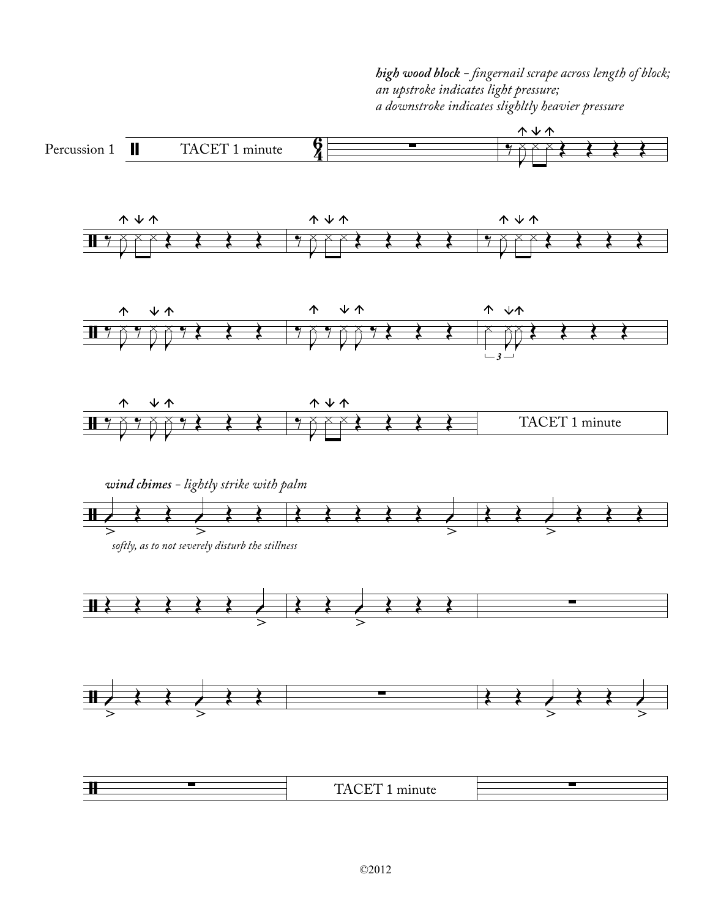*high wood block - fingernail scrape across length of block;*
*an upstroke indicates light pressure;*
*a downstroke indicates slighltly heavier pressure*

Percussion 1

TACET 1 minute

TACET 1 minute

*wind chimes - lightly strike with palm*

*softly, as to not severely disturb the stillness*

TACET 1 minute

©2012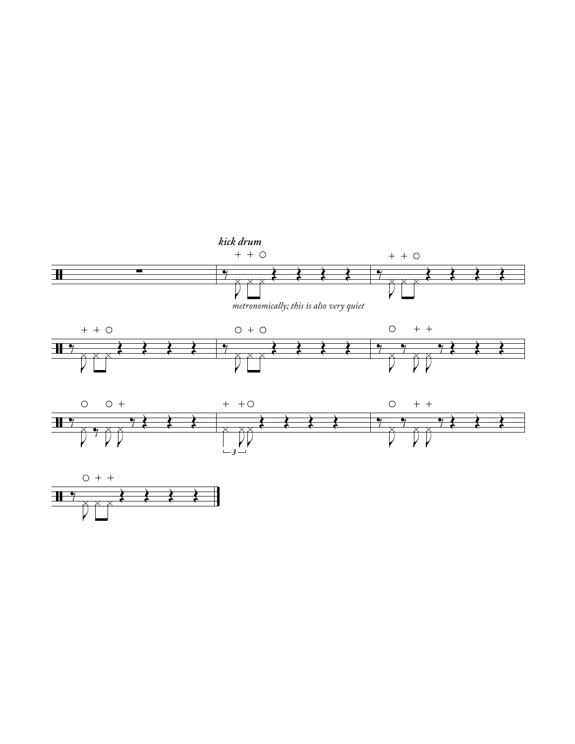***kick drum***

+ + ○

*metronomically; this is also very quiet*

+ + ○

+ + ○

○ + ○

○ + +

○ ○ +

+ +○

3

○ + +

○ + +